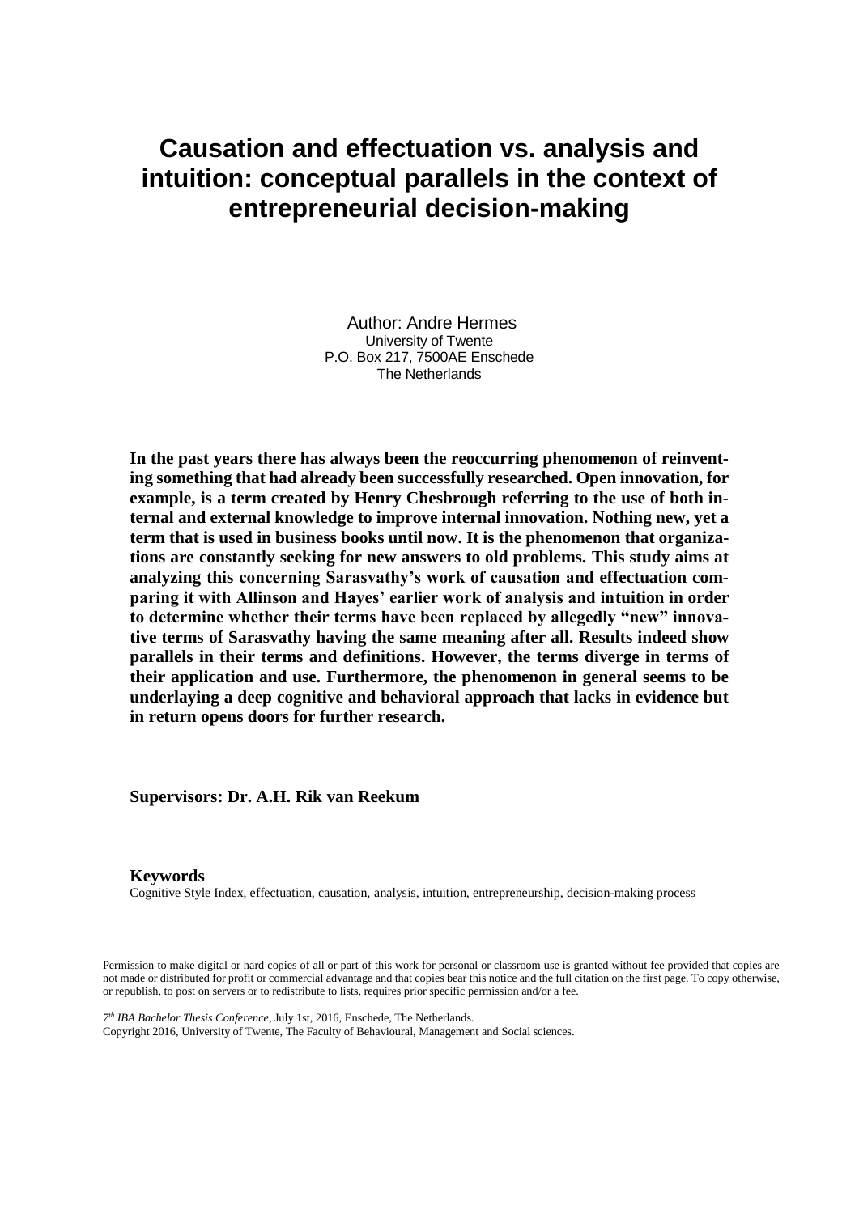# Causation and effectuation vs. analysis and intuition: conceptual parallels in the context of entrepreneurial decision-making

Author: Andre Hermes
University of Twente
P.O. Box 217, 7500AE Enschede
The Netherlands

**In the past years there has always been the reoccurring phenomenon of reinventing something that had already been successfully researched. Open innovation, for example, is a term created by Henry Chesbrough referring to the use of both internal and external knowledge to improve internal innovation. Nothing new, yet a term that is used in business books until now. It is the phenomenon that organizations are constantly seeking for new answers to old problems. This study aims at analyzing this concerning Sarasvathy's work of causation and effectuation comparing it with Allinson and Hayes' earlier work of analysis and intuition in order to determine whether their terms have been replaced by allegedly "new" innovative terms of Sarasvathy having the same meaning after all. Results indeed show parallels in their terms and definitions. However, the terms diverge in terms of their application and use. Furthermore, the phenomenon in general seems to be underlaying a deep cognitive and behavioral approach that lacks in evidence but in return opens doors for further research.**

**Supervisors: Dr. A.H. Rik van Reekum**

**Keywords**

Cognitive Style Index, effectuation, causation, analysis, intuition, entrepreneurship, decision-making process

Permission to make digital or hard copies of all or part of this work for personal or classroom use is granted without fee provided that copies are not made or distributed for profit or commercial advantage and that copies bear this notice and the full citation on the first page. To copy otherwise, or republish, to post on servers or to redistribute to lists, requires prior specific permission and/or a fee.

*7th IBA Bachelor Thesis Conference*, July 1st, 2016, Enschede, The Netherlands.
Copyright 2016, University of Twente, The Faculty of Behavioural, Management and Social sciences.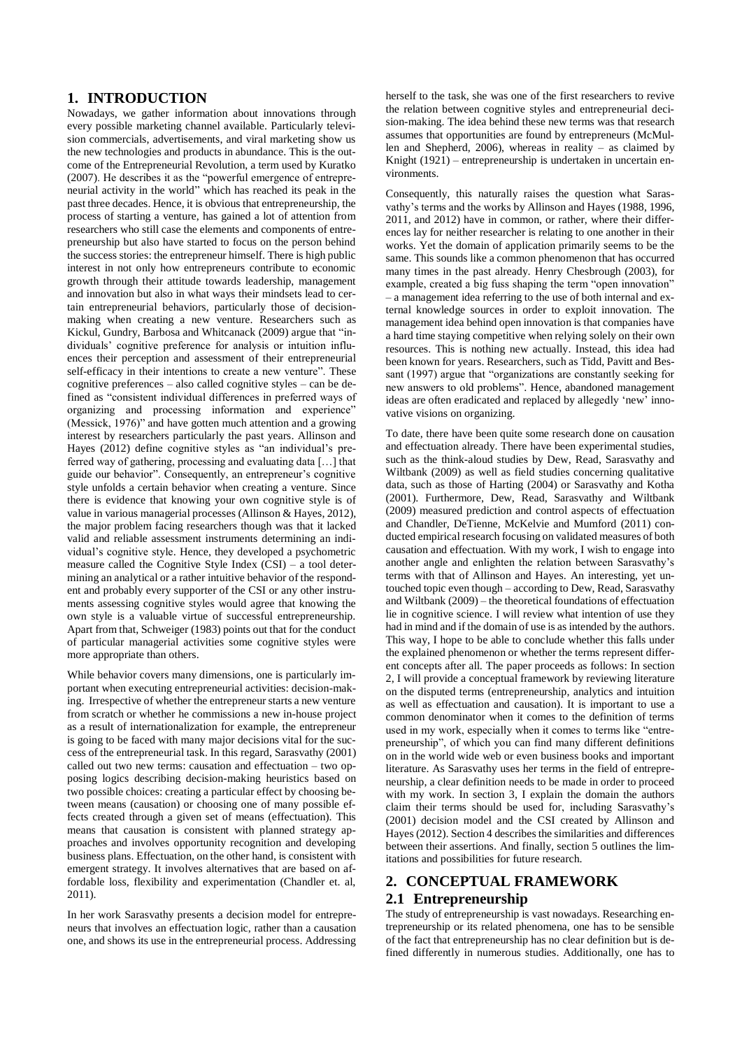# 1. INTRODUCTION

Nowadays, we gather information about innovations through every possible marketing channel available. Particularly television commercials, advertisements, and viral marketing show us the new technologies and products in abundance. This is the outcome of the Entrepreneurial Revolution, a term used by Kuratko (2007). He describes it as the "powerful emergence of entrepreneurial activity in the world" which has reached its peak in the past three decades. Hence, it is obvious that entrepreneurship, the process of starting a venture, has gained a lot of attention from researchers who still case the elements and components of entrepreneurship but also have started to focus on the person behind the success stories: the entrepreneur himself. There is high public interest in not only how entrepreneurs contribute to economic growth through their attitude towards leadership, management and innovation but also in what ways their mindsets lead to certain entrepreneurial behaviors, particularly those of decision-making when creating a new venture. Researchers such as Kickul, Gundry, Barbosa and Whitcanack (2009) argue that "individuals' cognitive preference for analysis or intuition influences their perception and assessment of their entrepreneurial self-efficacy in their intentions to create a new venture". These cognitive preferences – also called cognitive styles – can be defined as "consistent individual differences in preferred ways of organizing and processing information and experience" (Messick, 1976)" and have gotten much attention and a growing interest by researchers particularly the past years. Allinson and Hayes (2012) define cognitive styles as "an individual's preferred way of gathering, processing and evaluating data […] that guide our behavior". Consequently, an entrepreneur's cognitive style unfolds a certain behavior when creating a venture. Since there is evidence that knowing your own cognitive style is of value in various managerial processes (Allinson & Hayes, 2012), the major problem facing researchers though was that it lacked valid and reliable assessment instruments determining an individual's cognitive style. Hence, they developed a psychometric measure called the Cognitive Style Index (CSI) – a tool determining an analytical or a rather intuitive behavior of the respondent and probably every supporter of the CSI or any other instruments assessing cognitive styles would agree that knowing the own style is a valuable virtue of successful entrepreneurship. Apart from that, Schweiger (1983) points out that for the conduct of particular managerial activities some cognitive styles were more appropriate than others.

While behavior covers many dimensions, one is particularly important when executing entrepreneurial activities: decision-making. Irrespective of whether the entrepreneur starts a new venture from scratch or whether he commissions a new in-house project as a result of internationalization for example, the entrepreneur is going to be faced with many major decisions vital for the success of the entrepreneurial task. In this regard, Sarasvathy (2001) called out two new terms: causation and effectuation – two opposing logics describing decision-making heuristics based on two possible choices: creating a particular effect by choosing between means (causation) or choosing one of many possible effects created through a given set of means (effectuation). This means that causation is consistent with planned strategy approaches and involves opportunity recognition and developing business plans. Effectuation, on the other hand, is consistent with emergent strategy. It involves alternatives that are based on affordable loss, flexibility and experimentation (Chandler et. al, 2011).

In her work Sarasvathy presents a decision model for entrepreneurs that involves an effectuation logic, rather than a causation one, and shows its use in the entrepreneurial process. Addressing herself to the task, she was one of the first researchers to revive the relation between cognitive styles and entrepreneurial decision-making. The idea behind these new terms was that research assumes that opportunities are found by entrepreneurs (McMullen and Shepherd, 2006), whereas in reality – as claimed by Knight (1921) – entrepreneurship is undertaken in uncertain environments.

Consequently, this naturally raises the question what Sarasvathy's terms and the works by Allinson and Hayes (1988, 1996, 2011, and 2012) have in common, or rather, where their differences lay for neither researcher is relating to one another in their works. Yet the domain of application primarily seems to be the same. This sounds like a common phenomenon that has occurred many times in the past already. Henry Chesbrough (2003), for example, created a big fuss shaping the term "open innovation" – a management idea referring to the use of both internal and external knowledge sources in order to exploit innovation. The management idea behind open innovation is that companies have a hard time staying competitive when relying solely on their own resources. This is nothing new actually. Instead, this idea had been known for years. Researchers, such as Tidd, Pavitt and Bessant (1997) argue that "organizations are constantly seeking for new answers to old problems". Hence, abandoned management ideas are often eradicated and replaced by allegedly 'new' innovative visions on organizing.

To date, there have been quite some research done on causation and effectuation already. There have been experimental studies, such as the think-aloud studies by Dew, Read, Sarasvathy and Wiltbank (2009) as well as field studies concerning qualitative data, such as those of Harting (2004) or Sarasvathy and Kotha (2001). Furthermore, Dew, Read, Sarasvathy and Wiltbank (2009) measured prediction and control aspects of effectuation and Chandler, DeTienne, McKelvie and Mumford (2011) conducted empirical research focusing on validated measures of both causation and effectuation. With my work, I wish to engage into another angle and enlighten the relation between Sarasvathy's terms with that of Allinson and Hayes. An interesting, yet untouched topic even though – according to Dew, Read, Sarasvathy and Wiltbank (2009) – the theoretical foundations of effectuation lie in cognitive science. I will review what intention of use they had in mind and if the domain of use is as intended by the authors. This way, I hope to be able to conclude whether this falls under the explained phenomenon or whether the terms represent different concepts after all. The paper proceeds as follows: In section 2, I will provide a conceptual framework by reviewing literature on the disputed terms (entrepreneurship, analytics and intuition as well as effectuation and causation). It is important to use a common denominator when it comes to the definition of terms used in my work, especially when it comes to terms like "entrepreneurship", of which you can find many different definitions on in the world wide web or even business books and important literature. As Sarasvathy uses her terms in the field of entrepreneurship, a clear definition needs to be made in order to proceed with my work. In section 3, I explain the domain the authors claim their terms should be used for, including Sarasvathy's (2001) decision model and the CSI created by Allinson and Hayes (2012). Section 4 describes the similarities and differences between their assertions. And finally, section 5 outlines the limitations and possibilities for future research.

# 2. CONCEPTUAL FRAMEWORK

## 2.1 Entrepreneurship

The study of entrepreneurship is vast nowadays. Researching entrepreneurship or its related phenomena, one has to be sensible of the fact that entrepreneurship has no clear definition but is defined differently in numerous studies. Additionally, one has to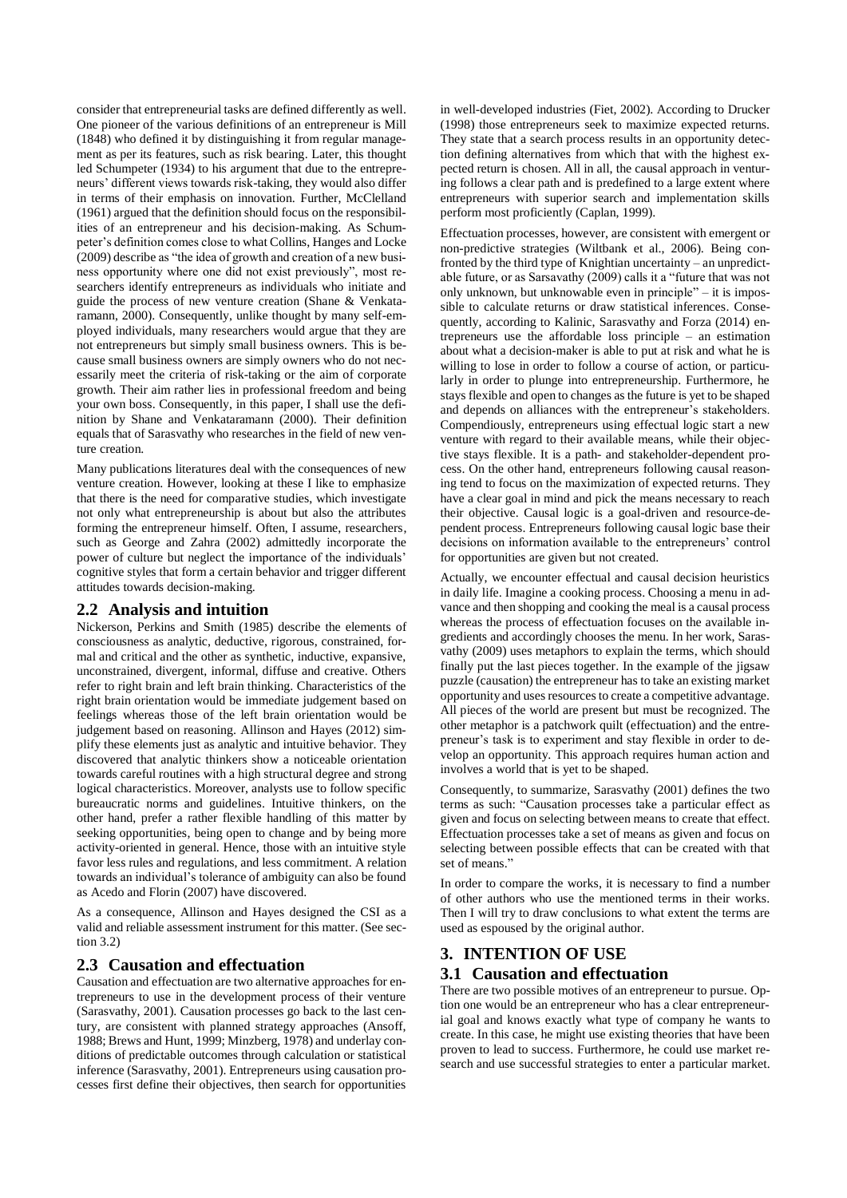consider that entrepreneurial tasks are defined differently as well. One pioneer of the various definitions of an entrepreneur is Mill (1848) who defined it by distinguishing it from regular management as per its features, such as risk bearing. Later, this thought led Schumpeter (1934) to his argument that due to the entrepreneurs' different views towards risk-taking, they would also differ in terms of their emphasis on innovation. Further, McClelland (1961) argued that the definition should focus on the responsibilities of an entrepreneur and his decision-making. As Schumpeter's definition comes close to what Collins, Hanges and Locke (2009) describe as "the idea of growth and creation of a new business opportunity where one did not exist previously", most researchers identify entrepreneurs as individuals who initiate and guide the process of new venture creation (Shane & Venkataramann, 2000). Consequently, unlike thought by many self-employed individuals, many researchers would argue that they are not entrepreneurs but simply small business owners. This is because small business owners are simply owners who do not necessarily meet the criteria of risk-taking or the aim of corporate growth. Their aim rather lies in professional freedom and being your own boss. Consequently, in this paper, I shall use the definition by Shane and Venkataramann (2000). Their definition equals that of Sarasvathy who researches in the field of new venture creation.

Many publications literatures deal with the consequences of new venture creation. However, looking at these I like to emphasize that there is the need for comparative studies, which investigate not only what entrepreneurship is about but also the attributes forming the entrepreneur himself. Often, I assume, researchers, such as George and Zahra (2002) admittedly incorporate the power of culture but neglect the importance of the individuals' cognitive styles that form a certain behavior and trigger different attitudes towards decision-making.

## 2.2 Analysis and intuition

Nickerson, Perkins and Smith (1985) describe the elements of consciousness as analytic, deductive, rigorous, constrained, formal and critical and the other as synthetic, inductive, expansive, unconstrained, divergent, informal, diffuse and creative. Others refer to right brain and left brain thinking. Characteristics of the right brain orientation would be immediate judgement based on feelings whereas those of the left brain orientation would be judgement based on reasoning. Allinson and Hayes (2012) simplify these elements just as analytic and intuitive behavior. They discovered that analytic thinkers show a noticeable orientation towards careful routines with a high structural degree and strong logical characteristics. Moreover, analysts use to follow specific bureaucratic norms and guidelines. Intuitive thinkers, on the other hand, prefer a rather flexible handling of this matter by seeking opportunities, being open to change and by being more activity-oriented in general. Hence, those with an intuitive style favor less rules and regulations, and less commitment. A relation towards an individual's tolerance of ambiguity can also be found as Acedo and Florin (2007) have discovered.

As a consequence, Allinson and Hayes designed the CSI as a valid and reliable assessment instrument for this matter. (See section 3.2)

## 2.3 Causation and effectuation

Causation and effectuation are two alternative approaches for entrepreneurs to use in the development process of their venture (Sarasvathy, 2001). Causation processes go back to the last century, are consistent with planned strategy approaches (Ansoff, 1988; Brews and Hunt, 1999; Minzberg, 1978) and underlay conditions of predictable outcomes through calculation or statistical inference (Sarasvathy, 2001). Entrepreneurs using causation processes first define their objectives, then search for opportunities in well-developed industries (Fiet, 2002). According to Drucker (1998) those entrepreneurs seek to maximize expected returns. They state that a search process results in an opportunity detection defining alternatives from which that with the highest expected return is chosen. All in all, the causal approach in venturing follows a clear path and is predefined to a large extent where entrepreneurs with superior search and implementation skills perform most proficiently (Caplan, 1999).

Effectuation processes, however, are consistent with emergent or non-predictive strategies (Wiltbank et al., 2006). Being confronted by the third type of Knightian uncertainty – an unpredictable future, or as Sarasvathy (2009) calls it a "future that was not only unknown, but unknowable even in principle" – it is impossible to calculate returns or draw statistical inferences. Consequently, according to Kalinic, Sarasvathy and Forza (2014) entrepreneurs use the affordable loss principle – an estimation about what a decision-maker is able to put at risk and what he is willing to lose in order to follow a course of action, or particularly in order to plunge into entrepreneurship. Furthermore, he stays flexible and open to changes as the future is yet to be shaped and depends on alliances with the entrepreneur's stakeholders. Compendiously, entrepreneurs using effectual logic start a new venture with regard to their available means, while their objective stays flexible. It is a path- and stakeholder-dependent process. On the other hand, entrepreneurs following causal reasoning tend to focus on the maximization of expected returns. They have a clear goal in mind and pick the means necessary to reach their objective. Causal logic is a goal-driven and resource-dependent process. Entrepreneurs following causal logic base their decisions on information available to the entrepreneurs' control for opportunities are given but not created.

Actually, we encounter effectual and causal decision heuristics in daily life. Imagine a cooking process. Choosing a menu in advance and then shopping and cooking the meal is a causal process whereas the process of effectuation focuses on the available ingredients and accordingly chooses the menu. In her work, Sarasvathy (2009) uses metaphors to explain the terms, which should finally put the last pieces together. In the example of the jigsaw puzzle (causation) the entrepreneur has to take an existing market opportunity and uses resources to create a competitive advantage. All pieces of the world are present but must be recognized. The other metaphor is a patchwork quilt (effectuation) and the entrepreneur's task is to experiment and stay flexible in order to develop an opportunity. This approach requires human action and involves a world that is yet to be shaped.

Consequently, to summarize, Sarasvathy (2001) defines the two terms as such: "Causation processes take a particular effect as given and focus on selecting between means to create that effect. Effectuation processes take a set of means as given and focus on selecting between possible effects that can be created with that set of means."

In order to compare the works, it is necessary to find a number of other authors who use the mentioned terms in their works. Then I will try to draw conclusions to what extent the terms are used as espoused by the original author.

# 3. INTENTION OF USE

## 3.1 Causation and effectuation

There are two possible motives of an entrepreneur to pursue. Option one would be an entrepreneur who has a clear entrepreneurial goal and knows exactly what type of company he wants to create. In this case, he might use existing theories that have been proven to lead to success. Furthermore, he could use market research and use successful strategies to enter a particular market.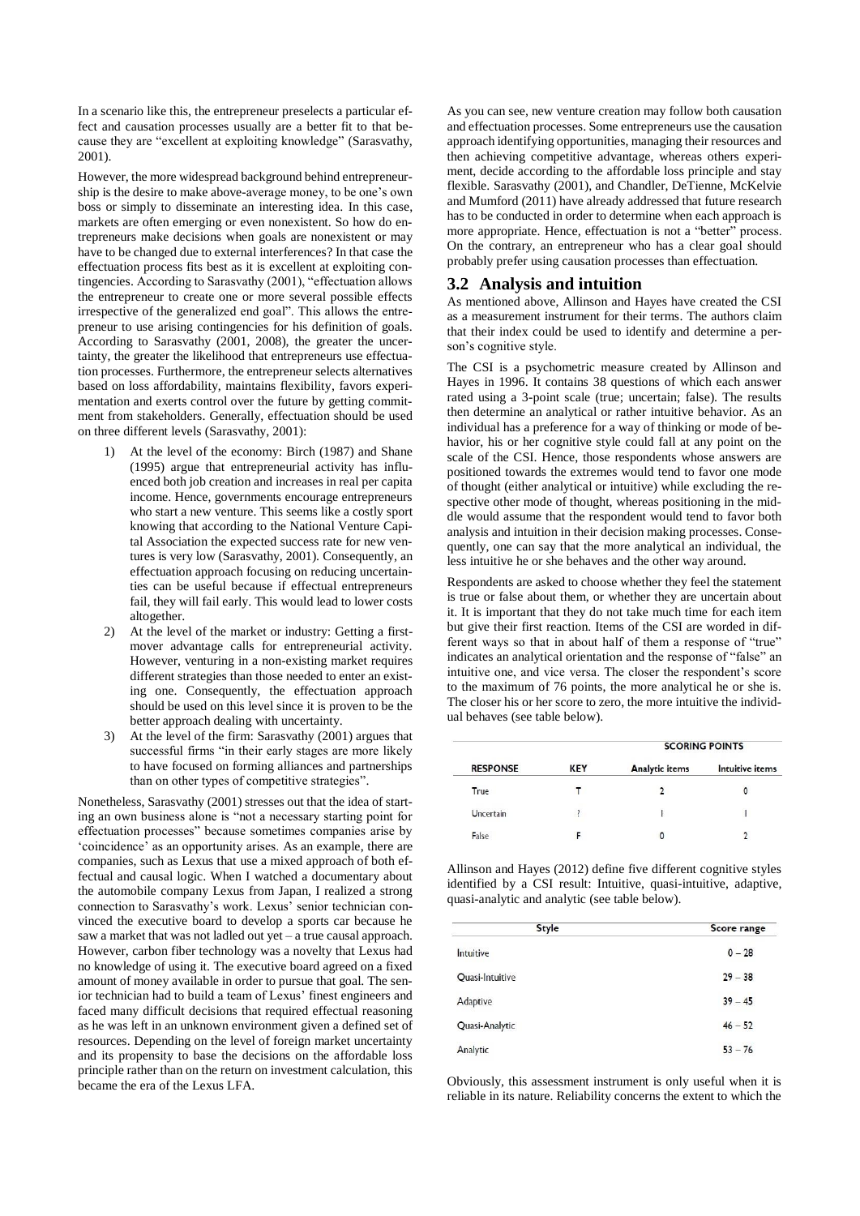In a scenario like this, the entrepreneur preselects a particular effect and causation processes usually are a better fit to that because they are "excellent at exploiting knowledge" (Sarasvathy, 2001).

However, the more widespread background behind entrepreneurship is the desire to make above-average money, to be one's own boss or simply to disseminate an interesting idea. In this case, markets are often emerging or even nonexistent. So how do entrepreneurs make decisions when goals are nonexistent or may have to be changed due to external interferences? In that case the effectuation process fits best as it is excellent at exploiting contingencies. According to Sarasvathy (2001), "effectuation allows the entrepreneur to create one or more several possible effects irrespective of the generalized end goal". This allows the entrepreneur to use arising contingencies for his definition of goals. According to Sarasvathy (2001, 2008), the greater the uncertainty, the greater the likelihood that entrepreneurs use effectuation processes. Furthermore, the entrepreneur selects alternatives based on loss affordability, maintains flexibility, favors experimentation and exerts control over the future by getting commitment from stakeholders. Generally, effectuation should be used on three different levels (Sarasvathy, 2001):

1) At the level of the economy: Birch (1987) and Shane (1995) argue that entrepreneurial activity has influenced both job creation and increases in real per capita income. Hence, governments encourage entrepreneurs who start a new venture. This seems like a costly sport knowing that according to the National Venture Capital Association the expected success rate for new ventures is very low (Sarasvathy, 2001). Consequently, an effectuation approach focusing on reducing uncertainties can be useful because if effectual entrepreneurs fail, they will fail early. This would lead to lower costs altogether.
2) At the level of the market or industry: Getting a first-mover advantage calls for entrepreneurial activity. However, venturing in a non-existing market requires different strategies than those needed to enter an existing one. Consequently, the effectuation approach should be used on this level since it is proven to be the better approach dealing with uncertainty.
3) At the level of the firm: Sarasvathy (2001) argues that successful firms "in their early stages are more likely to have focused on forming alliances and partnerships than on other types of competitive strategies".

Nonetheless, Sarasvathy (2001) stresses out that the idea of starting an own business alone is "not a necessary starting point for effectuation processes" because sometimes companies arise by 'coincidence' as an opportunity arises. As an example, there are companies, such as Lexus that use a mixed approach of both effectual and causal logic. When I watched a documentary about the automobile company Lexus from Japan, I realized a strong connection to Sarasvathy's work. Lexus' senior technician convinced the executive board to develop a sports car because he saw a market that was not ladled out yet – a true causal approach. However, carbon fiber technology was a novelty that Lexus had no knowledge of using it. The executive board agreed on a fixed amount of money available in order to pursue that goal. The senior technician had to build a team of Lexus' finest engineers and faced many difficult decisions that required effectual reasoning as he was left in an unknown environment given a defined set of resources. Depending on the level of foreign market uncertainty and its propensity to base the decisions on the affordable loss principle rather than on the return on investment calculation, this became the era of the Lexus LFA.

As you can see, new venture creation may follow both causation and effectuation processes. Some entrepreneurs use the causation approach identifying opportunities, managing their resources and then achieving competitive advantage, whereas others experiment, decide according to the affordable loss principle and stay flexible. Sarasvathy (2001), and Chandler, DeTienne, McKelvie and Mumford (2011) have already addressed that future research has to be conducted in order to determine when each approach is more appropriate. Hence, effectuation is not a "better" process. On the contrary, an entrepreneur who has a clear goal should probably prefer using causation processes than effectuation.

## 3.2 Analysis and intuition

As mentioned above, Allinson and Hayes have created the CSI as a measurement instrument for their terms. The authors claim that their index could be used to identify and determine a person's cognitive style.

The CSI is a psychometric measure created by Allinson and Hayes in 1996. It contains 38 questions of which each answer rated using a 3-point scale (true; uncertain; false). The results then determine an analytical or rather intuitive behavior. As an individual has a preference for a way of thinking or mode of behavior, his or her cognitive style could fall at any point on the scale of the CSI. Hence, those respondents whose answers are positioned towards the extremes would tend to favor one mode of thought (either analytical or intuitive) while excluding the respective other mode of thought, whereas positioning in the middle would assume that the respondent would tend to favor both analysis and intuition in their decision making processes. Consequently, one can say that the more analytical an individual, the less intuitive he or she behaves and the other way around.

Respondents are asked to choose whether they feel the statement is true or false about them, or whether they are uncertain about it. It is important that they do not take much time for each item but give their first reaction. Items of the CSI are worded in different ways so that in about half of them a response of "true" indicates an analytical orientation and the response of "false" an intuitive one, and vice versa. The closer the respondent's score to the maximum of 76 points, the more analytical he or she is. The closer his or her score to zero, the more intuitive the individual behaves (see table below).

| | | SCORING POINTS | |
|---|---|---|---|
| RESPONSE | KEY | Analytic items | Intuitive items |
| True | T | 2 | 0 |
| Uncertain | ? | 1 | 1 |
| False | F | 0 | 2 |

Allinson and Hayes (2012) define five different cognitive styles identified by a CSI result: Intuitive, quasi-intuitive, adaptive, quasi-analytic and analytic (see table below).

| Style | Score range |
|---|---|
| Intuitive | 0 – 28 |
| Quasi-Intuitive | 29 – 38 |
| Adaptive | 39 – 45 |
| Quasi-Analytic | 46 – 52 |
| Analytic | 53 – 76 |

Obviously, this assessment instrument is only useful when it is reliable in its nature. Reliability concerns the extent to which the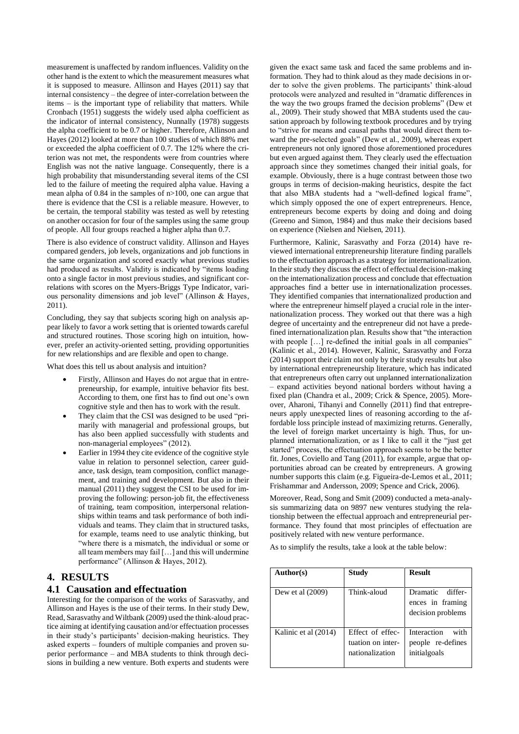measurement is unaffected by random influences. Validity on the other hand is the extent to which the measurement measures what it is supposed to measure. Allinson and Hayes (2011) say that internal consistency – the degree of inter-correlation between the items – is the important type of reliability that matters. While Cronbach (1951) suggests the widely used alpha coefficient as the indicator of internal consistency, Nunnally (1978) suggests the alpha coefficient to be 0.7 or higher. Therefore, Allinson and Hayes (2012) looked at more than 100 studies of which 88% met or exceeded the alpha coefficient of 0.7. The 12% where the criterion was not met, the respondents were from countries where English was not the native language. Consequently, there is a high probability that misunderstanding several items of the CSI led to the failure of meeting the required alpha value. Having a mean alpha of 0.84 in the samples of $n>100$, one can argue that there is evidence that the CSI is a reliable measure. However, to be certain, the temporal stability was tested as well by retesting on another occasion for four of the samples using the same group of people. All four groups reached a higher alpha than 0.7.

There is also evidence of construct validity. Allinson and Hayes compared genders, job levels, organizations and job functions in the same organization and scored exactly what previous studies had produced as results. Validity is indicated by "items loading onto a single factor in most previous studies, and significant correlations with scores on the Myers-Briggs Type Indicator, various personality dimensions and job level" (Allinson & Hayes, 2011).

Concluding, they say that subjects scoring high on analysis appear likely to favor a work setting that is oriented towards careful and structured routines. Those scoring high on intuition, however, prefer an activity-oriented setting, providing opportunities for new relationships and are flexible and open to change.

What does this tell us about analysis and intuition?

- Firstly, Allinson and Hayes do not argue that in entrepreneurship, for example, intuitive behavior fits best. According to them, one first has to find out one's own cognitive style and then has to work with the result.
- They claim that the CSI was designed to be used "primarily with managerial and professional groups, but has also been applied successfully with students and non-managerial employees" (2012).
- Earlier in 1994 they cite evidence of the cognitive style value in relation to personnel selection, career guidance, task design, team composition, conflict management, and training and development. But also in their manual (2011) they suggest the CSI to be used for improving the following: person-job fit, the effectiveness of training, team composition, interpersonal relationships within teams and task performance of both individuals and teams. They claim that in structured tasks, for example, teams need to use analytic thinking, but "where there is a mismatch, the individual or some or all team members may fail […] and this will undermine performance" (Allinson & Hayes, 2012).

# 4. RESULTS

## 4.1 Causation and effectuation

Interesting for the comparison of the works of Sarasvathy, and Allinson and Hayes is the use of their terms. In their study Dew, Read, Sarasvathy and Wiltbank (2009) used the think-aloud practice aiming at identifying causation and/or effectuation processes in their study's participants' decision-making heuristics. They asked experts – founders of multiple companies and proven superior performance – and MBA students to think through decisions in building a new venture. Both experts and students were given the exact same task and faced the same problems and information. They had to think aloud as they made decisions in order to solve the given problems. The participants' think-aloud protocols were analyzed and resulted in "dramatic differences in the way the two groups framed the decision problems" (Dew et al., 2009). Their study showed that MBA students used the causation approach by following textbook procedures and by trying to "strive for means and causal paths that would direct them toward the pre-selected goals" (Dew et al., 2009), whereas expert entrepreneurs not only ignored those aforementioned procedures but even argued against them. They clearly used the effectuation approach since they sometimes changed their initial goals, for example. Obviously, there is a huge contrast between those two groups in terms of decision-making heuristics, despite the fact that also MBA students had a "well-defined logical frame", which simply opposed the one of expert entrepreneurs. Hence, entrepreneurs become experts by doing and doing and doing (Greeno and Simon, 1984) and thus make their decisions based on experience (Nielsen and Nielsen, 2011).

Furthermore, Kalinic, Sarasvathy and Forza (2014) have reviewed international entrepreneurship literature finding parallels to the effectuation approach as a strategy for internationalization. In their study they discuss the effect of effectual decision-making on the internationalization process and conclude that effectuation approaches find a better use in internationalization processes. They identified companies that internationalized production and where the entrepreneur himself played a crucial role in the internationalization process. They worked out that there was a high degree of uncertainty and the entrepreneur did not have a predefined internationalization plan. Results show that "the interaction with people […] re-defined the initial goals in all companies" (Kalinic et al., 2014). However, Kalinic, Sarasvathy and Forza (2014) support their claim not only by their study results but also by international entrepreneurship literature, which has indicated that entrepreneurs often carry out unplanned internationalization – expand activities beyond national borders without having a fixed plan (Chandra et al., 2009; Crick & Spence, 2005). Moreover, Aharoni, Tihanyi and Connelly (2011) find that entrepreneurs apply unexpected lines of reasoning according to the affordable loss principle instead of maximizing returns. Generally, the level of foreign market uncertainty is high. Thus, for unplanned internationalization, or as I like to call it the "just get started" process, the effectuation approach seems to be the better fit. Jones, Coviello and Tang (2011), for example, argue that opportunities abroad can be created by entrepreneurs. A growing number supports this claim (e.g. Figueira-de-Lemos et al., 2011; Frishammar and Andersson, 2009; Spence and Crick, 2006).

Moreover, Read, Song and Smit (2009) conducted a meta-analysis summarizing data on 9897 new ventures studying the relationship between the effectual approach and entrepreneurial performance. They found that most principles of effectuation are positively related with new venture performance.

As to simplify the results, take a look at the table below:

| Author(s) | Study | Result |
|---|---|---|
| Dew et al (2009) | Think-aloud | Dramatic differences in framing decision problems |
| Kalinic et al (2014) | Effect of effectuation on internationalization | Interaction with people re-defines initialgoals |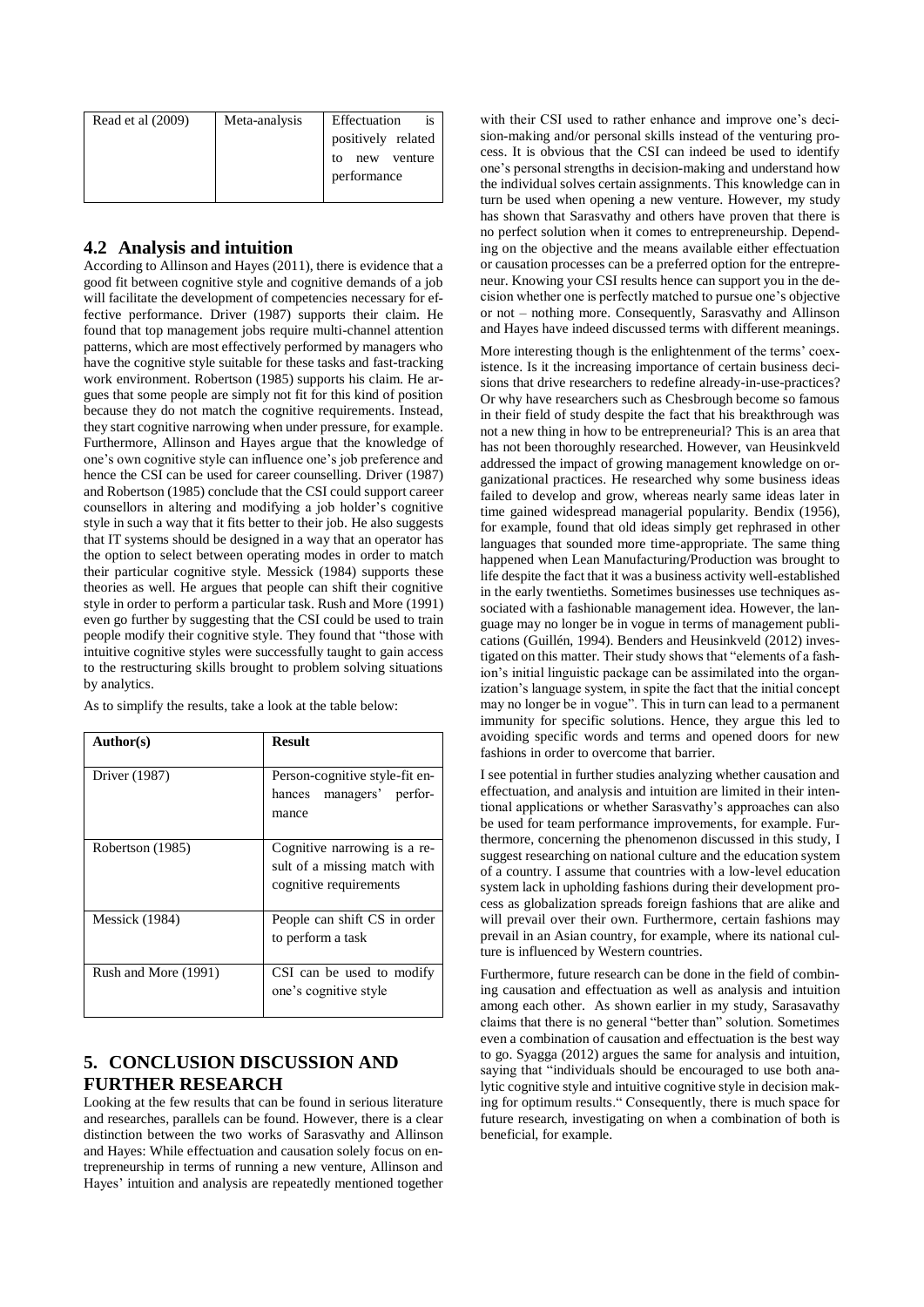| Read et al (2009) | Meta-analysis | Effectuation is positively related to new venture performance |
|---|---|---|

## 4.2 Analysis and intuition

According to Allinson and Hayes (2011), there is evidence that a good fit between cognitive style and cognitive demands of a job will facilitate the development of competencies necessary for effective performance. Driver (1987) supports their claim. He found that top management jobs require multi-channel attention patterns, which are most effectively performed by managers who have the cognitive style suitable for these tasks and fast-tracking work environment. Robertson (1985) supports his claim. He argues that some people are simply not fit for this kind of position because they do not match the cognitive requirements. Instead, they start cognitive narrowing when under pressure, for example. Furthermore, Allinson and Hayes argue that the knowledge of one's own cognitive style can influence one's job preference and hence the CSI can be used for career counselling. Driver (1987) and Robertson (1985) conclude that the CSI could support career counsellors in altering and modifying a job holder's cognitive style in such a way that it fits better to their job. He also suggests that IT systems should be designed in a way that an operator has the option to select between operating modes in order to match their particular cognitive style. Messick (1984) supports these theories as well. He argues that people can shift their cognitive style in order to perform a particular task. Rush and More (1991) even go further by suggesting that the CSI could be used to train people modify their cognitive style. They found that "those with intuitive cognitive styles were successfully taught to gain access to the restructuring skills brought to problem solving situations by analytics.

As to simplify the results, take a look at the table below:

| Author(s) | Result |
|---|---|
| Driver (1987) | Person-cognitive style-fit enhances managers' performance |
| Robertson (1985) | Cognitive narrowing is a result of a missing match with cognitive requirements |
| Messick (1984) | People can shift CS in order to perform a task |
| Rush and More (1991) | CSI can be used to modify one's cognitive style |

# 5. CONCLUSION DISCUSSION AND FURTHER RESEARCH

Looking at the few results that can be found in serious literature and researches, parallels can be found. However, there is a clear distinction between the two works of Sarasvathy and Allinson and Hayes: While effectuation and causation solely focus on entrepreneurship in terms of running a new venture, Allinson and Hayes' intuition and analysis are repeatedly mentioned together with their CSI used to rather enhance and improve one's decision-making and/or personal skills instead of the venturing process. It is obvious that the CSI can indeed be used to identify one's personal strengths in decision-making and understand how the individual solves certain assignments. This knowledge can in turn be used when opening a new venture. However, my study has shown that Sarasvathy and others have proven that there is no perfect solution when it comes to entrepreneurship. Depending on the objective and the means available either effectuation or causation processes can be a preferred option for the entrepreneur. Knowing your CSI results hence can support you in the decision whether one is perfectly matched to pursue one's objective or not – nothing more. Consequently, Sarasvathy and Allinson and Hayes have indeed discussed terms with different meanings.

More interesting though is the enlightenment of the terms' coexistence. Is it the increasing importance of certain business decisions that drive researchers to redefine already-in-use-practices? Or why have researchers such as Chesbrough become so famous in their field of study despite the fact that his breakthrough was not a new thing in how to be entrepreneurial? This is an area that has not been thoroughly researched. However, van Heusinkveld addressed the impact of growing management knowledge on organizational practices. He researched why some business ideas failed to develop and grow, whereas nearly same ideas later in time gained widespread managerial popularity. Bendix (1956), for example, found that old ideas simply get rephrased in other languages that sounded more time-appropriate. The same thing happened when Lean Manufacturing/Production was brought to life despite the fact that it was a business activity well-established in the early twentieths. Sometimes businesses use techniques associated with a fashionable management idea. However, the language may no longer be in vogue in terms of management publications (Guillén, 1994). Benders and Heusinkveld (2012) investigated on this matter. Their study shows that "elements of a fashion's initial linguistic package can be assimilated into the organization's language system, in spite the fact that the initial concept may no longer be in vogue". This in turn can lead to a permanent immunity for specific solutions. Hence, they argue this led to avoiding specific words and terms and opened doors for new fashions in order to overcome that barrier.

I see potential in further studies analyzing whether causation and effectuation, and analysis and intuition are limited in their intentional applications or whether Sarasvathy's approaches can also be used for team performance improvements, for example. Furthermore, concerning the phenomenon discussed in this study, I suggest researching on national culture and the education system of a country. I assume that countries with a low-level education system lack in upholding fashions during their development process as globalization spreads foreign fashions that are alike and will prevail over their own. Furthermore, certain fashions may prevail in an Asian country, for example, where its national culture is influenced by Western countries.

Furthermore, future research can be done in the field of combining causation and effectuation as well as analysis and intuition among each other. As shown earlier in my study, Sarasavathy claims that there is no general "better than" solution. Sometimes even a combination of causation and effectuation is the best way to go. Syagga (2012) argues the same for analysis and intuition, saying that "individuals should be encouraged to use both analytic cognitive style and intuitive cognitive style in decision making for optimum results." Consequently, there is much space for future research, investigating on when a combination of both is beneficial, for example.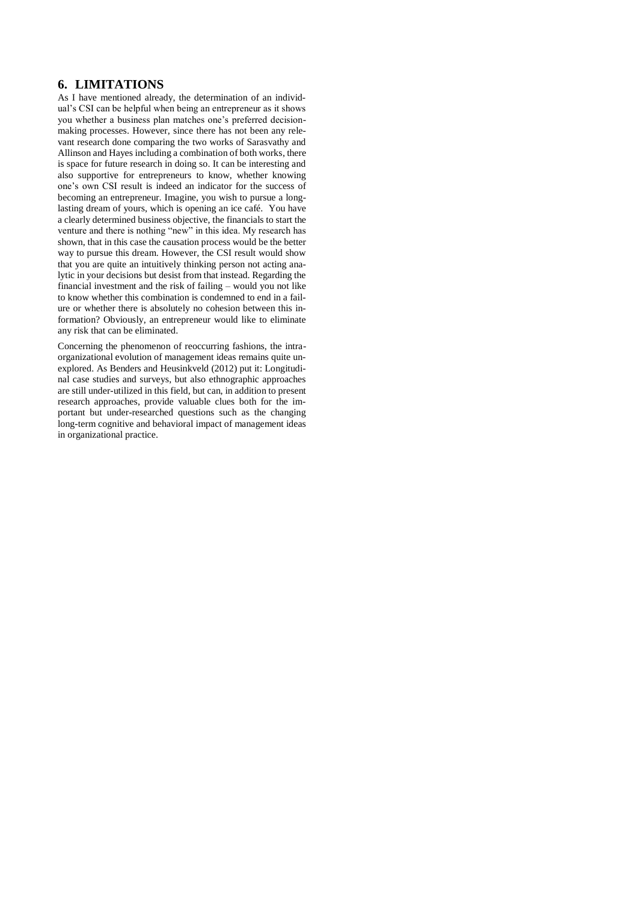## 6. LIMITATIONS

As I have mentioned already, the determination of an individual's CSI can be helpful when being an entrepreneur as it shows you whether a business plan matches one's preferred decision-making processes. However, since there has not been any relevant research done comparing the two works of Sarasvathy and Allinson and Hayes including a combination of both works, there is space for future research in doing so. It can be interesting and also supportive for entrepreneurs to know, whether knowing one's own CSI result is indeed an indicator for the success of becoming an entrepreneur. Imagine, you wish to pursue a long-lasting dream of yours, which is opening an ice café. You have a clearly determined business objective, the financials to start the venture and there is nothing "new" in this idea. My research has shown, that in this case the causation process would be the better way to pursue this dream. However, the CSI result would show that you are quite an intuitively thinking person not acting analytic in your decisions but desist from that instead. Regarding the financial investment and the risk of failing – would you not like to know whether this combination is condemned to end in a failure or whether there is absolutely no cohesion between this information? Obviously, an entrepreneur would like to eliminate any risk that can be eliminated.

Concerning the phenomenon of reoccurring fashions, the intra-organizational evolution of management ideas remains quite unexplored. As Benders and Heusinkveld (2012) put it: Longitudinal case studies and surveys, but also ethnographic approaches are still under-utilized in this field, but can, in addition to present research approaches, provide valuable clues both for the important but under-researched questions such as the changing long-term cognitive and behavioral impact of management ideas in organizational practice.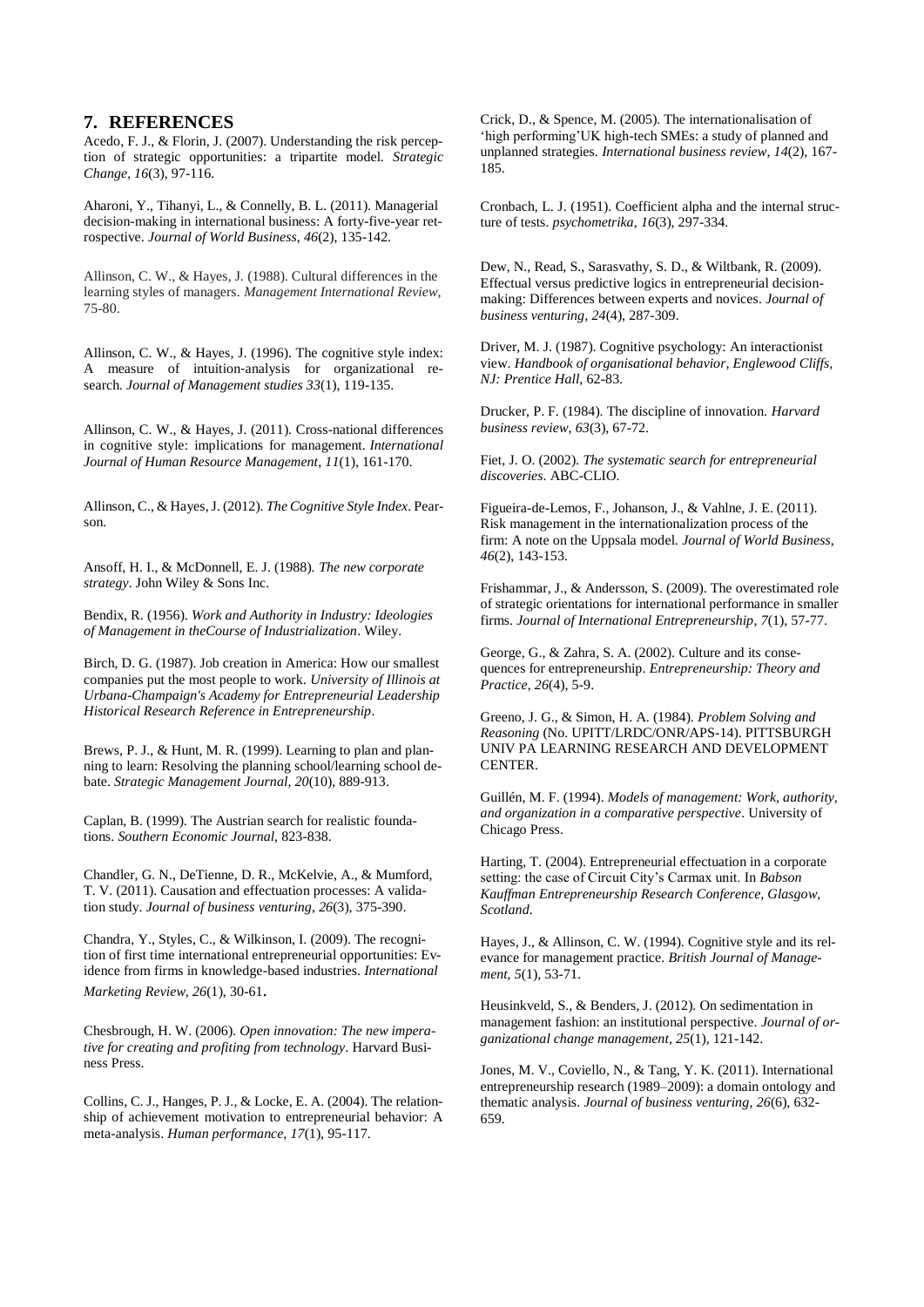## 7. REFERENCES

Acedo, F. J., & Florin, J. (2007). Understanding the risk perception of strategic opportunities: a tripartite model. *Strategic Change*, *16*(3), 97-116.

Aharoni, Y., Tihanyi, L., & Connelly, B. L. (2011). Managerial decision-making in international business: A forty-five-year retrospective. *Journal of World Business*, *46*(2), 135-142.

Allinson, C. W., & Hayes, J. (1988). Cultural differences in the learning styles of managers. *Management International Review*, 75-80.

Allinson, C. W., & Hayes, J. (1996). The cognitive style index: A measure of intuition-analysis for organizational research. *Journal of Management studies 33*(1), 119-135.

Allinson, C. W., & Hayes, J. (2011). Cross-national differences in cognitive style: implications for management. *International Journal of Human Resource Management*, *11*(1), 161-170.

Allinson, C., & Hayes, J. (2012). *The Cognitive Style Index*. Pearson.

Ansoff, H. I., & McDonnell, E. J. (1988). *The new corporate strategy*. John Wiley & Sons Inc.

Bendix, R. (1956). *Work and Authority in Industry: Ideologies of Management in theCourse of Industrialization*. Wiley.

Birch, D. G. (1987). Job creation in America: How our smallest companies put the most people to work. *University of Illinois at Urbana-Champaign's Academy for Entrepreneurial Leadership Historical Research Reference in Entrepreneurship*.

Brews, P. J., & Hunt, M. R. (1999). Learning to plan and planning to learn: Resolving the planning school/learning school debate. *Strategic Management Journal*, *20*(10), 889-913.

Caplan, B. (1999). The Austrian search for realistic foundations. *Southern Economic Journal*, 823-838.

Chandler, G. N., DeTienne, D. R., McKelvie, A., & Mumford, T. V. (2011). Causation and effectuation processes: A validation study. *Journal of business venturing*, *26*(3), 375-390.

Chandra, Y., Styles, C., & Wilkinson, I. (2009). The recognition of first time international entrepreneurial opportunities: Evidence from firms in knowledge-based industries. *International Marketing Review*, *26*(1), 30-61.

Chesbrough, H. W. (2006). *Open innovation: The new imperative for creating and profiting from technology*. Harvard Business Press.

Collins, C. J., Hanges, P. J., & Locke, E. A. (2004). The relationship of achievement motivation to entrepreneurial behavior: A meta-analysis. *Human performance*, *17*(1), 95-117.

Crick, D., & Spence, M. (2005). The internationalisation of 'high performing'UK high-tech SMEs: a study of planned and unplanned strategies. *International business review*, *14*(2), 167-185.

Cronbach, L. J. (1951). Coefficient alpha and the internal structure of tests. *psychometrika*, *16*(3), 297-334.

Dew, N., Read, S., Sarasvathy, S. D., & Wiltbank, R. (2009). Effectual versus predictive logics in entrepreneurial decision-making: Differences between experts and novices. *Journal of business venturing*, *24*(4), 287-309.

Driver, M. J. (1987). Cognitive psychology: An interactionist view. *Handbook of organisational behavior, Englewood Cliffs, NJ: Prentice Hall*, 62-83.

Drucker, P. F. (1984). The discipline of innovation. *Harvard business review*, *63*(3), 67-72.

Fiet, J. O. (2002). *The systematic search for entrepreneurial discoveries*. ABC-CLIO.

Figueira-de-Lemos, F., Johanson, J., & Vahlne, J. E. (2011). Risk management in the internationalization process of the firm: A note on the Uppsala model. *Journal of World Business*, *46*(2), 143-153.

Frishammar, J., & Andersson, S. (2009). The overestimated role of strategic orientations for international performance in smaller firms. *Journal of International Entrepreneurship*, *7*(1), 57-77.

George, G., & Zahra, S. A. (2002). Culture and its consequences for entrepreneurship. *Entrepreneurship: Theory and Practice*, *26*(4), 5-9.

Greeno, J. G., & Simon, H. A. (1984). *Problem Solving and Reasoning* (No. UPITT/LRDC/ONR/APS-14). PITTSBURGH UNIV PA LEARNING RESEARCH AND DEVELOPMENT CENTER.

Guillén, M. F. (1994). *Models of management: Work, authority, and organization in a comparative perspective*. University of Chicago Press.

Harting, T. (2004). Entrepreneurial effectuation in a corporate setting: the case of Circuit City's Carmax unit. In *Babson Kauffman Entrepreneurship Research Conference, Glasgow, Scotland*.

Hayes, J., & Allinson, C. W. (1994). Cognitive style and its relevance for management practice. *British Journal of Management*, *5*(1), 53-71.

Heusinkveld, S., & Benders, J. (2012). On sedimentation in management fashion: an institutional perspective. *Journal of organizational change management*, *25*(1), 121-142.

Jones, M. V., Coviello, N., & Tang, Y. K. (2011). International entrepreneurship research (1989–2009): a domain ontology and thematic analysis. *Journal of business venturing*, *26*(6), 632-659.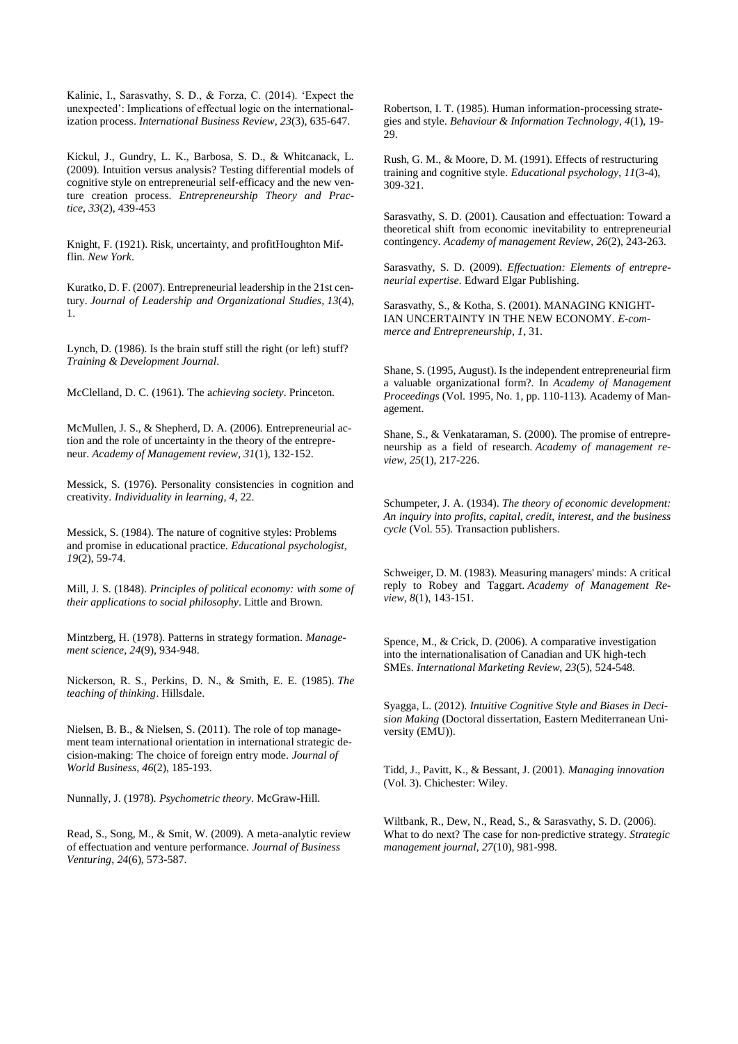Kalinic, I., Sarasvathy, S. D., & Forza, C. (2014). 'Expect the unexpected': Implications of effectual logic on the internationalization process. *International Business Review*, *23*(3), 635-647.

Kickul, J., Gundry, L. K., Barbosa, S. D., & Whitcanack, L. (2009). Intuition versus analysis? Testing differential models of cognitive style on entrepreneurial self-efficacy and the new venture creation process. *Entrepreneurship Theory and Practice*, *33*(2), 439-453

Knight, F. (1921). Risk, uncertainty, and profitHoughton Mifflin. *New York*.

Kuratko, D. F. (2007). Entrepreneurial leadership in the 21st century. *Journal of Leadership and Organizational Studies*, *13*(4), 1.

Lynch, D. (1986). Is the brain stuff still the right (or left) stuff? *Training & Development Journal*.

McClelland, D. C. (1961). The a*chieving society*. Princeton.

McMullen, J. S., & Shepherd, D. A. (2006). Entrepreneurial action and the role of uncertainty in the theory of the entrepreneur. *Academy of Management review*, *31*(1), 132-152.

Messick, S. (1976). Personality consistencies in cognition and creativity. *Individuality in learning*, *4*, 22.

Messick, S. (1984). The nature of cognitive styles: Problems and promise in educational practice. *Educational psychologist*, *19*(2), 59-74.

Mill, J. S. (1848). *Principles of political economy: with some of their applications to social philosophy*. Little and Brown.

Mintzberg, H. (1978). Patterns in strategy formation. *Management science*, *24*(9), 934-948.

Nickerson, R. S., Perkins, D. N., & Smith, E. E. (1985). *The teaching of thinking*. Hillsdale.

Nielsen, B. B., & Nielsen, S. (2011). The role of top management team international orientation in international strategic decision-making: The choice of foreign entry mode. *Journal of World Business*, *46*(2), 185-193.

Nunnally, J. (1978). *Psychometric theory*. McGraw-Hill.

Read, S., Song, M., & Smit, W. (2009). A meta-analytic review of effectuation and venture performance. *Journal of Business Venturing*, *24*(6), 573-587.

Robertson, I. T. (1985). Human information-processing strategies and style. *Behaviour & Information Technology*, *4*(1), 19-29.

Rush, G. M., & Moore, D. M. (1991). Effects of restructuring training and cognitive style. *Educational psychology*, *11*(3-4), 309-321.

Sarasvathy, S. D. (2001). Causation and effectuation: Toward a theoretical shift from economic inevitability to entrepreneurial contingency. *Academy of management Review*, *26*(2), 243-263.

Sarasvathy, S. D. (2009). *Effectuation: Elements of entrepreneurial expertise*. Edward Elgar Publishing.

Sarasvathy, S., & Kotha, S. (2001). MANAGING KNIGHTIAN UNCERTAINTY IN THE NEW ECONOMY. *E-commerce and Entrepreneurship*, *1*, 31.

Shane, S. (1995, August). Is the independent entrepreneurial firm a valuable organizational form?. In *Academy of Management Proceedings* (Vol. 1995, No. 1, pp. 110-113). Academy of Management.

Shane, S., & Venkataraman, S. (2000). The promise of entrepreneurship as a field of research. *Academy of management review*, *25*(1), 217-226.

Schumpeter, J. A. (1934). *The theory of economic development: An inquiry into profits, capital, credit, interest, and the business cycle* (Vol. 55). Transaction publishers.

Schweiger, D. M. (1983). Measuring managers' minds: A critical reply to Robey and Taggart. *Academy of Management Review*, *8*(1), 143-151.

Spence, M., & Crick, D. (2006). A comparative investigation into the internationalisation of Canadian and UK high-tech SMEs. *International Marketing Review*, *23*(5), 524-548.

Syagga, L. (2012). *Intuitive Cognitive Style and Biases in Decision Making* (Doctoral dissertation, Eastern Mediterranean University (EMU)).

Tidd, J., Pavitt, K., & Bessant, J. (2001). *Managing innovation* (Vol. 3). Chichester: Wiley.

Wiltbank, R., Dew, N., Read, S., & Sarasvathy, S. D. (2006). What to do next? The case for non-predictive strategy. *Strategic management journal*, *27*(10), 981-998.